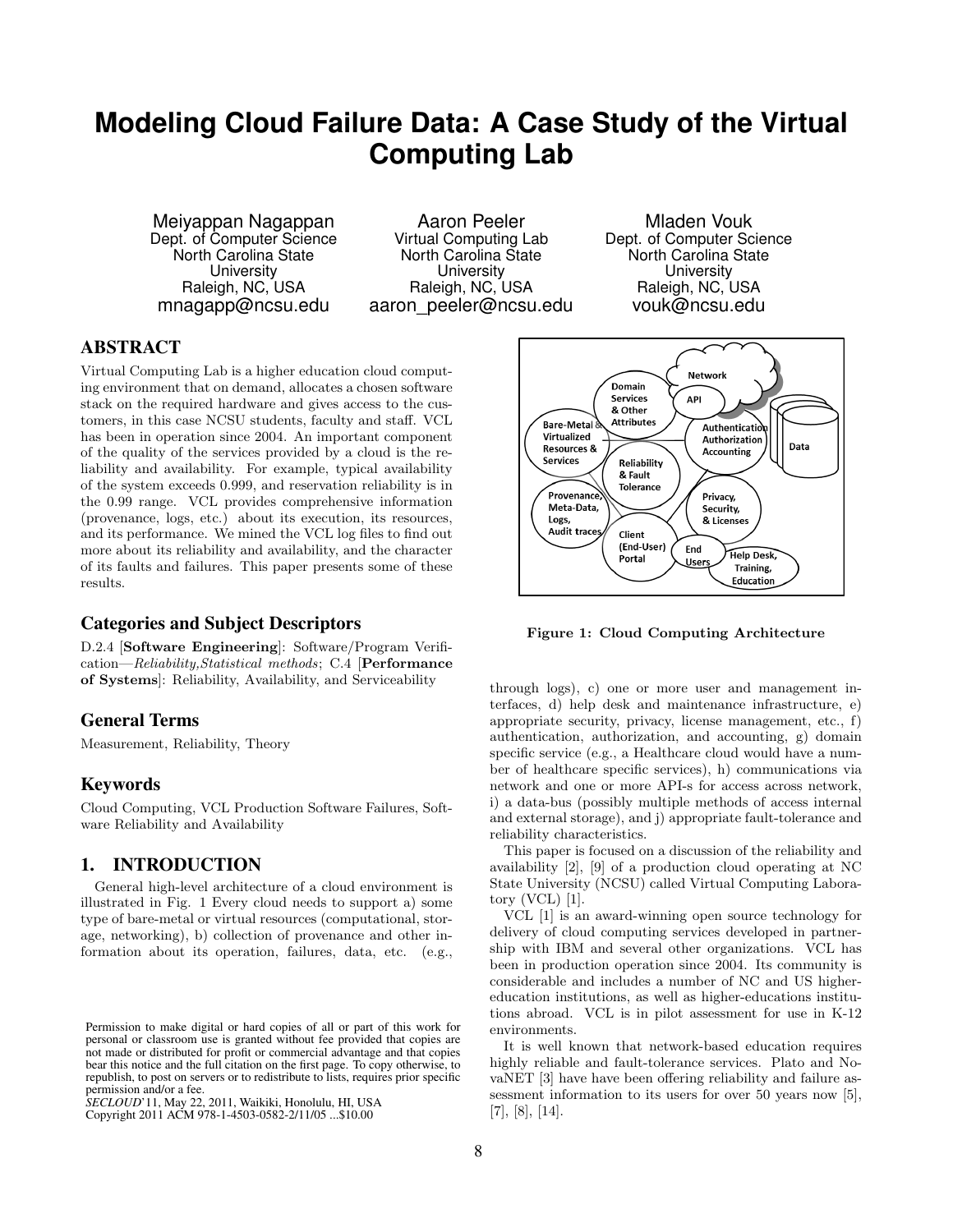# Modeling Cloud Failure Data: A Case Study of the Virtual Computing Lab

Meiyappan Nagappan
Dept. of Computer Science
North Carolina State University
Raleigh, NC, USA
mnagapp@ncsu.edu

Aaron Peeler
Virtual Computing Lab
North Carolina State University
Raleigh, NC, USA
aaron_peeler@ncsu.edu

Mladen Vouk
Dept. of Computer Science
North Carolina State University
Raleigh, NC, USA
vouk@ncsu.edu

## ABSTRACT

Virtual Computing Lab is a higher education cloud computing environment that on demand, allocates a chosen software stack on the required hardware and gives access to the customers, in this case NCSU students, faculty and staff. VCL has been in operation since 2004. An important component of the quality of the services provided by a cloud is the reliability and availability. For example, typical availability of the system exceeds 0.999, and reservation reliability is in the 0.99 range. VCL provides comprehensive information (provenance, logs, etc.) about its execution, its resources, and its performance. We mined the VCL log files to find out more about its reliability and availability, and the character of its faults and failures. This paper presents some of these results.

## Categories and Subject Descriptors

D.2.4 [**Software Engineering**]: Software/Program Verification—*Reliability,Statistical methods*; C.4 [**Performance of Systems**]: Reliability, Availability, and Serviceability

## General Terms

Measurement, Reliability, Theory

## Keywords

Cloud Computing, VCL Production Software Failures, Software Reliability and Availability

## 1. INTRODUCTION

General high-level architecture of a cloud environment is illustrated in Fig. 1 Every cloud needs to support a) some type of bare-metal or virtual resources (computational, storage, networking), b) collection of provenance and other information about its operation, failures, data, etc. (e.g., through logs), c) one or more user and management interfaces, d) help desk and maintenance infrastructure, e) appropriate security, privacy, license management, etc., f) authentication, authorization, and accounting, g) domain specific service (e.g., a Healthcare cloud would have a number of healthcare specific services), h) communications via network and one or more API-s for access across network, i) a data-bus (possibly multiple methods of access internal and external storage), and j) appropriate fault-tolerance and reliability characteristics.

**Figure 1: Cloud Computing Architecture**

This paper is focused on a discussion of the reliability and availability [2], [9] of a production cloud operating at NC State University (NCSU) called Virtual Computing Laboratory (VCL) [1].

VCL [1] is an award-winning open source technology for delivery of cloud computing services developed in partnership with IBM and several other organizations. VCL has been in production operation since 2004. Its community is considerable and includes a number of NC and US higher-education institutions, as well as higher-educations institutions abroad. VCL is in pilot assessment for use in K-12 environments.

It is well known that network-based education requires highly reliable and fault-tolerance services. Plato and NovaNET [3] have have been offering reliability and failure assessment information to its users for over 50 years now [5], [7], [8], [14].

Permission to make digital or hard copies of all or part of this work for personal or classroom use is granted without fee provided that copies are not made or distributed for profit or commercial advantage and that copies bear this notice and the full citation on the first page. To copy otherwise, to republish, to post on servers or to redistribute to lists, requires prior specific permission and/or a fee.
*SECLOUD'*11, May 22, 2011, Waikiki, Honolulu, HI, USA
Copyright 2011 ACM 978-1-4503-0582-2/11/05 ...$10.00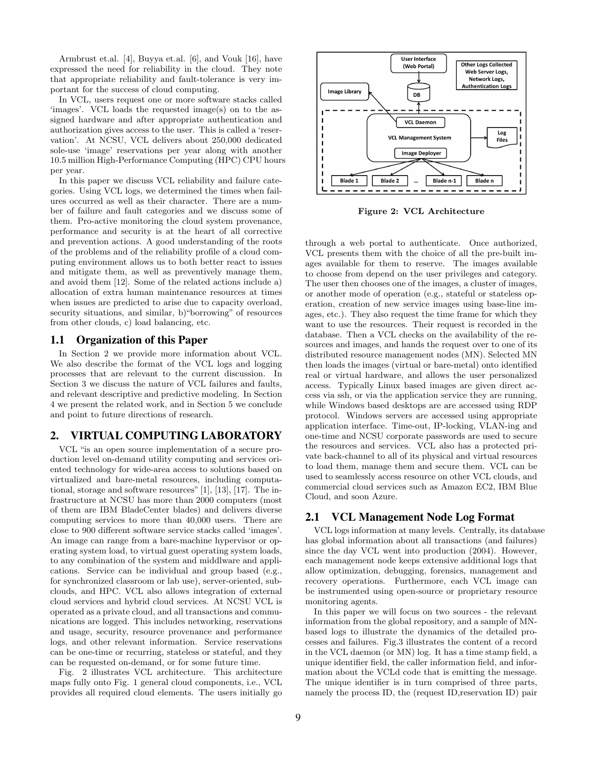Armbrust et.al. [4], Buyya et.al. [6], and Vouk [16], have expressed the need for reliability in the cloud. They note that appropriate reliability and fault-tolerance is very important for the success of cloud computing.

In VCL, users request one or more software stacks called 'images'. VCL loads the requested image(s) on to the assigned hardware and after appropriate authentication and authorization gives access to the user. This is called a 'reservation'. At NCSU, VCL delivers about 250,000 dedicated sole-use 'image' reservations per year along with another 10.5 million High-Performance Computing (HPC) CPU hours per year.

In this paper we discuss VCL reliability and failure categories. Using VCL logs, we determined the times when failures occurred as well as their character. There are a number of failure and fault categories and we discuss some of them. Pro-active monitoring the cloud system provenance, performance and security is at the heart of all corrective and prevention actions. A good understanding of the roots of the problems and of the reliability profile of a cloud computing environment allows us to both better react to issues and mitigate them, as well as preventively manage them, and avoid them [12]. Some of the related actions include a) allocation of extra human maintenance resources at times when issues are predicted to arise due to capacity overload, security situations, and similar, b)"borrowing" of resources from other clouds, c) load balancing, etc.

## 1.1 Organization of this Paper

In Section 2 we provide more information about VCL. We also describe the format of the VCL logs and logging processes that are relevant to the current discussion. In Section 3 we discuss the nature of VCL failures and faults, and relevant descriptive and predictive modeling. In Section 4 we present the related work, and in Section 5 we conclude and point to future directions of research.

# 2. VIRTUAL COMPUTING LABORATORY

VCL "is an open source implementation of a secure production level on-demand utility computing and services oriented technology for wide-area access to solutions based on virtualized and bare-metal resources, including computational, storage and software resources" [1], [13], [17]. The infrastructure at NCSU has more than 2000 computers (most of them are IBM BladeCenter blades) and delivers diverse computing services to more than 40,000 users. There are close to 900 different software service stacks called 'images'. An image can range from a bare-machine hypervisor or operating system load, to virtual guest operating system loads, to any combination of the system and middlware and applications. Service can be individual and group based (e.g., for synchronized classroom or lab use), server-oriented, subclouds, and HPC. VCL also allows integration of external cloud services and hybrid cloud services. At NCSU VCL is operated as a private cloud, and all transactions and communications are logged. This includes networking, reservations and usage, security, resource provenance and performance logs, and other relevant information. Service reservations can be one-time or recurring, stateless or stateful, and they can be requested on-demand, or for some future time.

Fig. 2 illustrates VCL architecture. This architecture maps fully onto Fig. 1 general cloud components, i.e., VCL provides all required cloud elements. The users initially go

User Interface (Web Portal)
Other Logs Collected Web Server Logs, Network Logs, Authentication Logs
Image Library
DB
VCL Daemon
VCL Management System
Log Files
Image Deployer
Blade 1
Blade 2
...
Blade n-1
Blade n

**Figure 2: VCL Architecture**

through a web portal to authenticate. Once authorized, VCL presents them with the choice of all the pre-built images available for them to reserve. The images available to choose from depend on the user privileges and category. The user then chooses one of the images, a cluster of images, or another mode of operation (e.g., stateful or stateless operation, creation of new service images using base-line images, etc.). They also request the time frame for which they want to use the resources. Their request is recorded in the database. Then a VCL checks on the availability of the resources and images, and hands the request over to one of its distributed resource management nodes (MN). Selected MN then loads the images (virtual or bare-metal) onto identified real or virtual hardware, and allows the user personalized access. Typically Linux based images are given direct access via ssh, or via the application service they are running, while Windows based desktops are are accessed using RDP protocol. Windows servers are accessed using appropriate application interface. Time-out, IP-locking, VLAN-ing and one-time and NCSU corporate passwords are used to secure the resources and services. VCL also has a protected private back-channel to all of its physical and virtual resources to load them, manage them and secure them. VCL can be used to seamlessly access resource on other VCL clouds, and commercial cloud services such as Amazon EC2, IBM Blue Cloud, and soon Azure.

## 2.1 VCL Management Node Log Format

VCL logs information at many levels. Centrally, its database has global information about all transactions (and failures) since the day VCL went into production (2004). However, each management node keeps extensive additional logs that allow optimization, debugging, forensics, management and recovery operations. Furthermore, each VCL image can be instrumented using open-source or proprietary resource monitoring agents.

In this paper we will focus on two sources - the relevant information from the global repository, and a sample of MN-based logs to illustrate the dynamics of the detailed processes and failures. Fig.3 illustrates the content of a record in the VCL daemon (or MN) log. It has a time stamp field, a unique identifier field, the caller information field, and information about the VCLd code that is emitting the message. The unique identifier is in turn comprised of three parts, namely the process ID, the (request ID,reservation ID) pair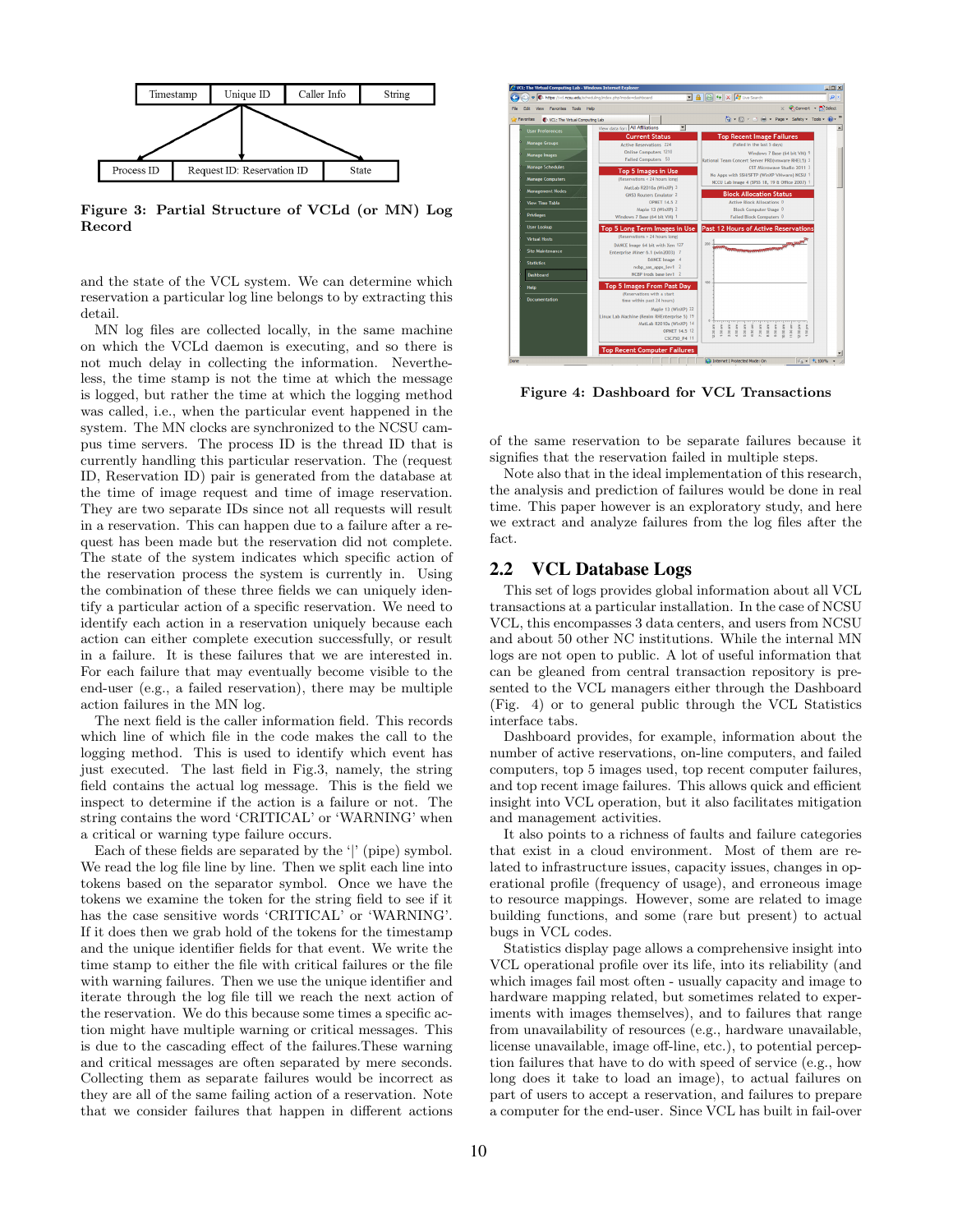Figure 3: Partial Structure of VCLd (or MN) Log Record

and the state of the VCL system. We can determine which reservation a particular log line belongs to by extracting this detail.

MN log files are collected locally, in the same machine on which the VCLd daemon is executing, and so there is not much delay in collecting the information. Nevertheless, the time stamp is not the time at which the message is logged, but rather the time at which the logging method was called, i.e., when the particular event happened in the system. The MN clocks are synchronized to the NCSU campus time servers. The process ID is the thread ID that is currently handling this particular reservation. The (request ID, Reservation ID) pair is generated from the database at the time of image request and time of image reservation. They are two separate IDs since not all requests will result in a reservation. This can happen due to a failure after a request has been made but the reservation did not complete. The state of the system indicates which specific action of the reservation process the system is currently in. Using the combination of these three fields we can uniquely identify a particular action of a specific reservation. We need to identify each action in a reservation uniquely because each action can either complete execution successfully, or result in a failure. It is these failures that we are interested in. For each failure that may eventually become visible to the end-user (e.g., a failed reservation), there may be multiple action failures in the MN log.

The next field is the caller information field. This records which line of which file in the code makes the call to the logging method. This is used to identify which event has just executed. The last field in Fig.3, namely, the string field contains the actual log message. This is the field we inspect to determine if the action is a failure or not. The string contains the word 'CRITICAL' or 'WARNING' when a critical or warning type failure occurs.

Each of these fields are separated by the '|' (pipe) symbol. We read the log file line by line. Then we split each line into tokens based on the separator symbol. Once we have the tokens we examine the token for the string field to see if it has the case sensitive words 'CRITICAL' or 'WARNING'. If it does then we grab hold of the tokens for the timestamp and the unique identifier fields for that event. We write the time stamp to either the file with critical failures or the file with warning failures. Then we use the unique identifier and iterate through the log file till we reach the next action of the reservation. We do this because some times a specific action might have multiple warning or critical messages. This is due to the cascading effect of the failures.These warning and critical messages are often separated by mere seconds. Collecting them as separate failures would be incorrect as they are all of the same failing action of a reservation. Note that we consider failures that happen in different actions of the same reservation to be separate failures because it signifies that the reservation failed in multiple steps.

Figure 4: Dashboard for VCL Transactions

Note also that in the ideal implementation of this research, the analysis and prediction of failures would be done in real time. This paper however is an exploratory study, and here we extract and analyze failures from the log files after the fact.

## 2.2 VCL Database Logs

This set of logs provides global information about all VCL transactions at a particular installation. In the case of NCSU VCL, this encompasses 3 data centers, and users from NCSU and about 50 other NC institutions. While the internal MN logs are not open to public. A lot of useful information that can be gleaned from central transaction repository is presented to the VCL managers either through the Dashboard (Fig. 4) or to general public through the VCL Statistics interface tabs.

Dashboard provides, for example, information about the number of active reservations, on-line computers, and failed computers, top 5 images used, top recent computer failures, and top recent image failures. This allows quick and efficient insight into VCL operation, but it also facilitates mitigation and management activities.

It also points to a richness of faults and failure categories that exist in a cloud environment. Most of them are related to infrastructure issues, capacity issues, changes in operational profile (frequency of usage), and erroneous image to resource mappings. However, some are related to image building functions, and some (rare but present) to actual bugs in VCL codes.

Statistics display page allows a comprehensive insight into VCL operational profile over its life, into its reliability (and which images fail most often - usually capacity and image to hardware mapping related, but sometimes related to experiments with images themselves), and to failures that range from unavailability of resources (e.g., hardware unavailable, license unavailable, image off-line, etc.), to potential perception failures that have to do with speed of service (e.g., how long does it take to load an image), to actual failures on part of users to accept a reservation, and failures to prepare a computer for the end-user. Since VCL has built in fail-over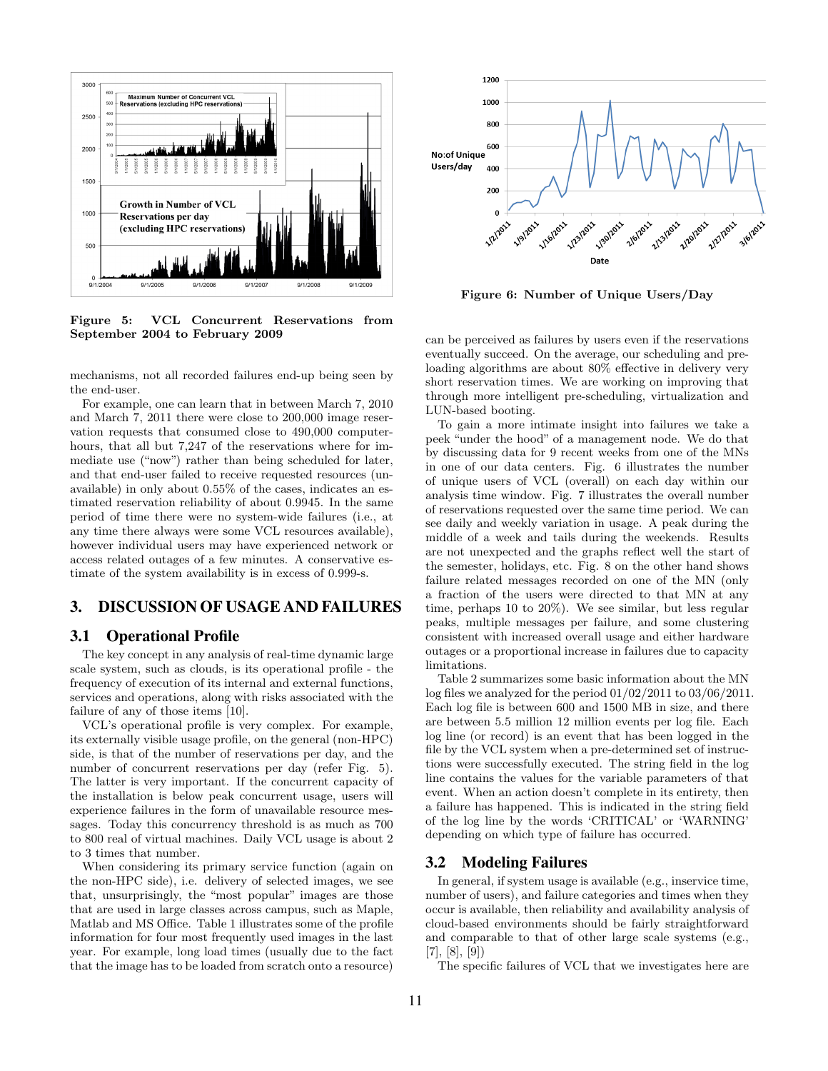Figure 5: VCL Concurrent Reservations from September 2004 to February 2009

mechanisms, not all recorded failures end-up being seen by the end-user.

For example, one can learn that in between March 7, 2010 and March 7, 2011 there were close to 200,000 image reservation requests that consumed close to 490,000 computer-hours, that all but 7,247 of the reservations where for immediate use ("now") rather than being scheduled for later, and that end-user failed to receive requested resources (unavailable) in only about 0.55% of the cases, indicates an estimated reservation reliability of about 0.9945. In the same period of time there were no system-wide failures (i.e., at any time there always were some VCL resources available), however individual users may have experienced network or access related outages of a few minutes. A conservative estimate of the system availability is in excess of 0.999-s.

## 3. DISCUSSION OF USAGE AND FAILURES

### 3.1 Operational Profile

The key concept in any analysis of real-time dynamic large scale system, such as clouds, is its operational profile - the frequency of execution of its internal and external functions, services and operations, along with risks associated with the failure of any of those items [10].

VCL's operational profile is very complex. For example, its externally visible usage profile, on the general (non-HPC) side, is that of the number of reservations per day, and the number of concurrent reservations per day (refer Fig. 5). The latter is very important. If the concurrent capacity of the installation is below peak concurrent usage, users will experience failures in the form of unavailable resource messages. Today this concurrency threshold is as much as 700 to 800 real of virtual machines. Daily VCL usage is about 2 to 3 times that number.

When considering its primary service function (again on the non-HPC side), i.e. delivery of selected images, we see that, unsurprisingly, the "most popular" images are those that are used in large classes across campus, such as Maple, Matlab and MS Office. Table 1 illustrates some of the profile information for four most frequently used images in the last year. For example, long load times (usually due to the fact that the image has to be loaded from scratch onto a resource)

Figure 6: Number of Unique Users/Day

can be perceived as failures by users even if the reservations eventually succeed. On the average, our scheduling and pre-loading algorithms are about 80% effective in delivery very short reservation times. We are working on improving that through more intelligent pre-scheduling, virtualization and LUN-based booting.

To gain a more intimate insight into failures we take a peek "under the hood" of a management node. We do that by discussing data for 9 recent weeks from one of the MNs in one of our data centers. Fig. 6 illustrates the number of unique users of VCL (overall) on each day within our analysis time window. Fig. 7 illustrates the overall number of reservations requested over the same time period. We can see daily and weekly variation in usage. A peak during the middle of a week and tails during the weekends. Results are not unexpected and the graphs reflect well the start of the semester, holidays, etc. Fig. 8 on the other hand shows failure related messages recorded on one of the MN (only a fraction of the users were directed to that MN at any time, perhaps 10 to 20%). We see similar, but less regular peaks, multiple messages per failure, and some clustering consistent with increased overall usage and either hardware outages or a proportional increase in failures due to capacity limitations.

Table 2 summarizes some basic information about the MN log files we analyzed for the period 01/02/2011 to 03/06/2011. Each log file is between 600 and 1500 MB in size, and there are between 5.5 million 12 million events per log file. Each log line (or record) is an event that has been logged in the file by the VCL system when a pre-determined set of instructions were successfully executed. The string field in the log line contains the values for the variable parameters of that event. When an action doesn't complete in its entirety, then a failure has happened. This is indicated in the string field of the log line by the words 'CRITICAL' or 'WARNING' depending on which type of failure has occurred.

### 3.2 Modeling Failures

In general, if system usage is available (e.g., inservice time, number of users), and failure categories and times when they occur is available, then reliability and availability analysis of cloud-based environments should be fairly straightforward and comparable to that of other large scale systems (e.g., [7], [8], [9])

The specific failures of VCL that we investigates here are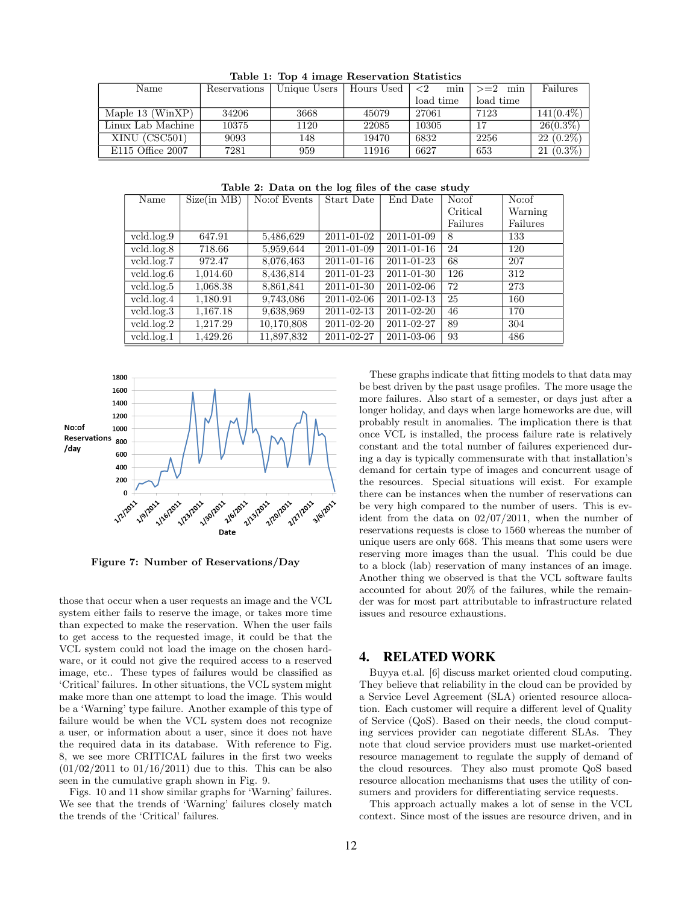**Table 1: Top 4 image Reservation Statistics**

| Name | Reservations | Unique Users | Hours Used | <2 min load time | >=2 min load time | Failures |
|---|---|---|---|---|---|---|
| Maple 13 (WinXP) | 34206 | 3668 | 45079 | 27061 | 7123 | 141(0.4%) |
| Linux Lab Machine | 10375 | 1120 | 22085 | 10305 | 17 | 26(0.3%) |
| XINU (CSC501) | 9093 | 148 | 19470 | 6832 | 2256 | 22 (0.2%) |
| E115 Office 2007 | 7281 | 959 | 11916 | 6627 | 653 | 21 (0.3%) |

**Table 2: Data on the log files of the case study**

| Name | Size(in MB) | No:of Events | Start Date | End Date | No:of Critical Failures | No:of Warning Failures |
|---|---|---|---|---|---|---|
| vcld.log.9 | 647.91 | 5,486,629 | 2011-01-02 | 2011-01-09 | 8 | 133 |
| vcld.log.8 | 718.66 | 5,959,644 | 2011-01-09 | 2011-01-16 | 24 | 120 |
| vcld.log.7 | 972.47 | 8,076,463 | 2011-01-16 | 2011-01-23 | 68 | 207 |
| vcld.log.6 | 1,014.60 | 8,436,814 | 2011-01-23 | 2011-01-30 | 126 | 312 |
| vcld.log.5 | 1,068.38 | 8,861,841 | 2011-01-30 | 2011-02-06 | 72 | 273 |
| vcld.log.4 | 1,180.91 | 9,743,086 | 2011-02-06 | 2011-02-13 | 25 | 160 |
| vcld.log.3 | 1,167.18 | 9,638,969 | 2011-02-13 | 2011-02-20 | 46 | 170 |
| vcld.log.2 | 1,217.29 | 10,170,808 | 2011-02-20 | 2011-02-27 | 89 | 304 |
| vcld.log.1 | 1,429.26 | 11,897,832 | 2011-02-27 | 2011-03-06 | 93 | 486 |

**Figure 7: Number of Reservations/Day**

those that occur when a user requests an image and the VCL system either fails to reserve the image, or takes more time than expected to make the reservation. When the user fails to get access to the requested image, it could be that the VCL system could not load the image on the chosen hardware, or it could not give the required access to a reserved image, etc.. These types of failures would be classified as 'Critical' failures. In other situations, the VCL system might make more than one attempt to load the image. This would be a 'Warning' type failure. Another example of this type of failure would be when the VCL system does not recognize a user, or information about a user, since it does not have the required data in its database. With reference to Fig. 8, we see more CRITICAL failures in the first two weeks (01/02/2011 to 01/16/2011) due to this. This can be also seen in the cumulative graph shown in Fig. 9.

Figs. 10 and 11 show similar graphs for 'Warning' failures. We see that the trends of 'Warning' failures closely match the trends of the 'Critical' failures.

These graphs indicate that fitting models to that data may be best driven by the past usage profiles. The more usage the more failures. Also start of a semester, or days just after a longer holiday, and days when large homeworks are due, will probably result in anomalies. The implication there is that once VCL is installed, the process failure rate is relatively constant and the total number of failures experienced during a day is typically commensurate with that installation's demand for certain type of images and concurrent usage of the resources. Special situations will exist. For example there can be instances when the number of reservations can be very high compared to the number of users. This is evident from the data on 02/07/2011, when the number of reservations requests is close to 1560 whereas the number of unique users are only 668. This means that some users were reserving more images than the usual. This could be due to a block (lab) reservation of many instances of an image. Another thing we observed is that the VCL software faults accounted for about 20% of the failures, while the remainder was for most part attributable to infrastructure related issues and resource exhaustions.

## 4. RELATED WORK

Buyya et.al. [6] discuss market oriented cloud computing. They believe that reliability in the cloud can be provided by a Service Level Agreement (SLA) oriented resource allocation. Each customer will require a different level of Quality of Service (QoS). Based on their needs, the cloud computing services provider can negotiate different SLAs. They note that cloud service providers must use market-oriented resource management to regulate the supply of demand of the cloud resources. They also must promote QoS based resource allocation mechanisms that uses the utility of consumers and providers for differentiating service requests.

This approach actually makes a lot of sense in the VCL context. Since most of the issues are resource driven, and in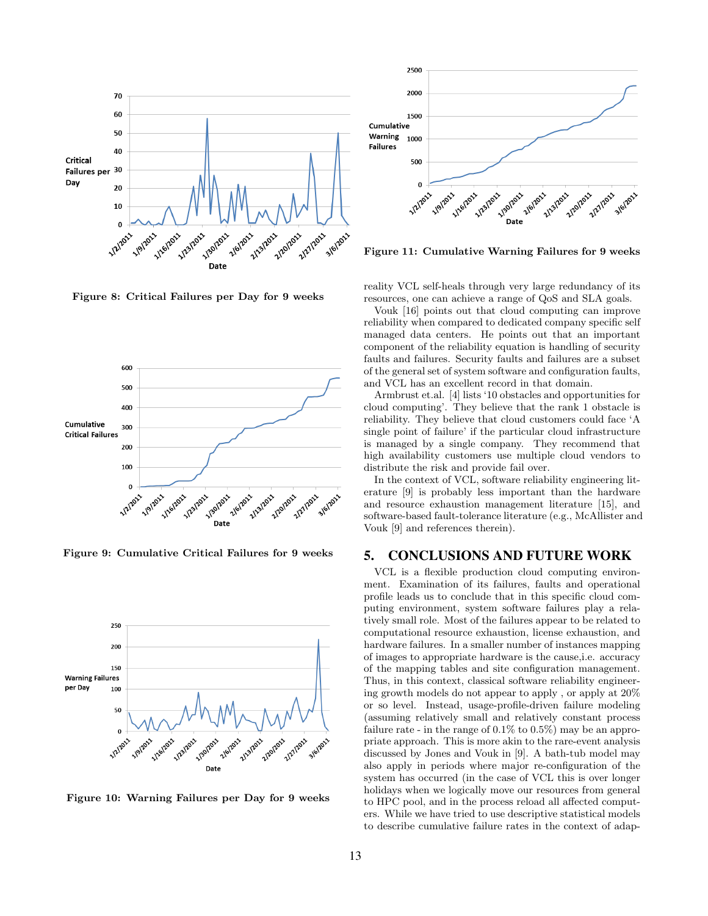Figure 8: Critical Failures per Day for 9 weeks

Figure 9: Cumulative Critical Failures for 9 weeks

Figure 10: Warning Failures per Day for 9 weeks

Figure 11: Cumulative Warning Failures for 9 weeks

reality VCL self-heals through very large redundancy of its resources, one can achieve a range of QoS and SLA goals.

Vouk [16] points out that cloud computing can improve reliability when compared to dedicated company specific self managed data centers. He points out that an important component of the reliability equation is handling of security faults and failures. Security faults and failures are a subset of the general set of system software and configuration faults, and VCL has an excellent record in that domain.

Armbrust et.al. [4] lists '10 obstacles and opportunities for cloud computing'. They believe that the rank 1 obstacle is reliability. They believe that cloud customers could face 'A single point of failure' if the particular cloud infrastructure is managed by a single company. They recommend that high availability customers use multiple cloud vendors to distribute the risk and provide fail over.

In the context of VCL, software reliability engineering literature [9] is probably less important than the hardware and resource exhaustion management literature [15], and software-based fault-tolerance literature (e.g., McAllister and Vouk [9] and references therein).

## 5. CONCLUSIONS AND FUTURE WORK

VCL is a flexible production cloud computing environment. Examination of its failures, faults and operational profile leads us to conclude that in this specific cloud computing environment, system software failures play a relatively small role. Most of the failures appear to be related to computational resource exhaustion, license exhaustion, and hardware failures. In a smaller number of instances mapping of images to appropriate hardware is the cause,i.e. accuracy of the mapping tables and site configuration management. Thus, in this context, classical software reliability engineering growth models do not appear to apply , or apply at 20% or so level. Instead, usage-profile-driven failure modeling (assuming relatively small and relatively constant process failure rate - in the range of 0.1% to 0.5%) may be an appropriate approach. This is more akin to the rare-event analysis discussed by Jones and Vouk in [9]. A bath-tub model may also apply in periods where major re-configuration of the system has occurred (in the case of VCL this is over longer holidays when we logically move our resources from general to HPC pool, and in the process reload all affected computers. While we have tried to use descriptive statistical models to describe cumulative failure rates in the context of adap-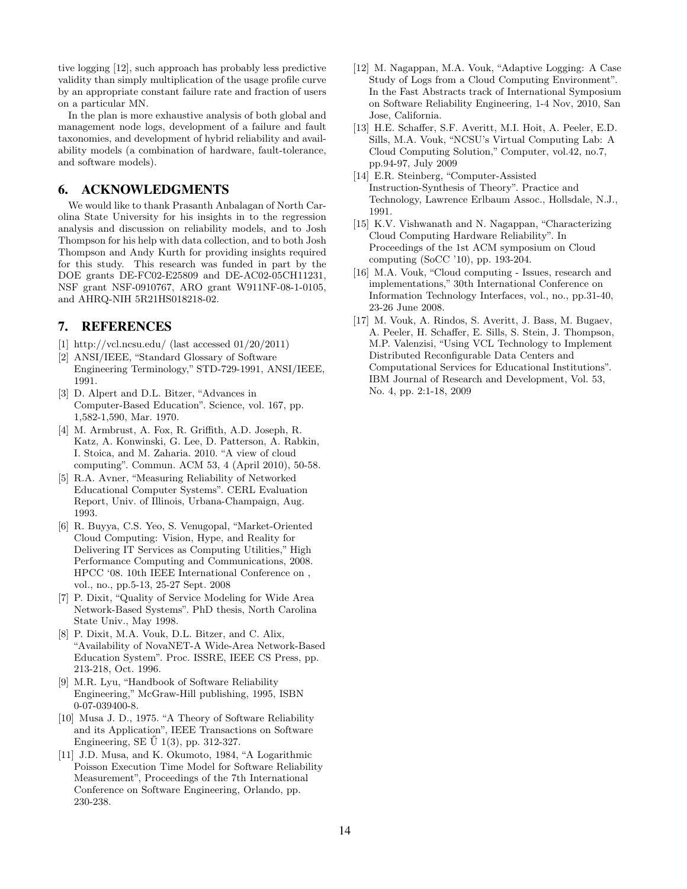tive logging [12], such approach has probably less predictive validity than simply multiplication of the usage profile curve by an appropriate constant failure rate and fraction of users on a particular MN.

In the plan is more exhaustive analysis of both global and management node logs, development of a failure and fault taxonomies, and development of hybrid reliability and availability models (a combination of hardware, fault-tolerance, and software models).

## 6. ACKNOWLEDGMENTS

We would like to thank Prasanth Anbalagan of North Carolina State University for his insights in to the regression analysis and discussion on reliability models, and to Josh Thompson for his help with data collection, and to both Josh Thompson and Andy Kurth for providing insights required for this study. This research was funded in part by the DOE grants DE-FC02-E25809 and DE-AC02-05CH11231, NSF grant NSF-0910767, ARO grant W911NF-08-1-0105, and AHRQ-NIH 5R21HS018218-02.

## 7. REFERENCES

[1] http://vcl.ncsu.edu/ (last accessed 01/20/2011)

[2] ANSI/IEEE, “Standard Glossary of Software Engineering Terminology,” STD-729-1991, ANSI/IEEE, 1991.

[3] D. Alpert and D.L. Bitzer, “Advances in Computer-Based Education”. Science, vol. 167, pp. 1,582-1,590, Mar. 1970.

[4] M. Armbrust, A. Fox, R. Griffith, A.D. Joseph, R. Katz, A. Konwinski, G. Lee, D. Patterson, A. Rabkin, I. Stoica, and M. Zaharia. 2010. “A view of cloud computing”. Commun. ACM 53, 4 (April 2010), 50-58.

[5] R.A. Avner, “Measuring Reliability of Networked Educational Computer Systems”. CERL Evaluation Report, Univ. of Illinois, Urbana-Champaign, Aug. 1993.

[6] R. Buyya, C.S. Yeo, S. Venugopal, “Market-Oriented Cloud Computing: Vision, Hype, and Reality for Delivering IT Services as Computing Utilities,” High Performance Computing and Communications, 2008. HPCC ‘08. 10th IEEE International Conference on , vol., no., pp.5-13, 25-27 Sept. 2008

[7] P. Dixit, “Quality of Service Modeling for Wide Area Network-Based Systems”. PhD thesis, North Carolina State Univ., May 1998.

[8] P. Dixit, M.A. Vouk, D.L. Bitzer, and C. Alix, “Availability of NovaNET-A Wide-Area Network-Based Education System”. Proc. ISSRE, IEEE CS Press, pp. 213-218, Oct. 1996.

[9] M.R. Lyu, “Handbook of Software Reliability Engineering,” McGraw-Hill publishing, 1995, ISBN 0-07-039400-8.

[10] Musa J. D., 1975. “A Theory of Software Reliability and its Application”, IEEE Transactions on Software Engineering, SE Ű 1(3), pp. 312-327.

[11] J.D. Musa, and K. Okumoto, 1984, “A Logarithmic Poisson Execution Time Model for Software Reliability Measurement”, Proceedings of the 7th International Conference on Software Engineering, Orlando, pp. 230-238.

[12] M. Nagappan, M.A. Vouk, “Adaptive Logging: A Case Study of Logs from a Cloud Computing Environment”. In the Fast Abstracts track of International Symposium on Software Reliability Engineering, 1-4 Nov, 2010, San Jose, California.

[13] H.E. Schaffer, S.F. Averitt, M.I. Hoit, A. Peeler, E.D. Sills, M.A. Vouk, “NCSU’s Virtual Computing Lab: A Cloud Computing Solution,” Computer, vol.42, no.7, pp.94-97, July 2009

[14] E.R. Steinberg, “Computer-Assisted Instruction-Synthesis of Theory”. Practice and Technology, Lawrence Erlbaum Assoc., Hollsdale, N.J., 1991.

[15] K.V. Vishwanath and N. Nagappan, “Characterizing Cloud Computing Hardware Reliability”. In Proceedings of the 1st ACM symposium on Cloud computing (SoCC ’10), pp. 193-204.

[16] M.A. Vouk, “Cloud computing - Issues, research and implementations,” 30th International Conference on Information Technology Interfaces, vol., no., pp.31-40, 23-26 June 2008.

[17] M. Vouk, A. Rindos, S. Averitt, J. Bass, M. Bugaev, A. Peeler, H. Schaffer, E. Sills, S. Stein, J. Thompson, M.P. Valenzisi, “Using VCL Technology to Implement Distributed Reconfigurable Data Centers and Computational Services for Educational Institutions”. IBM Journal of Research and Development, Vol. 53, No. 4, pp. 2:1-18, 2009